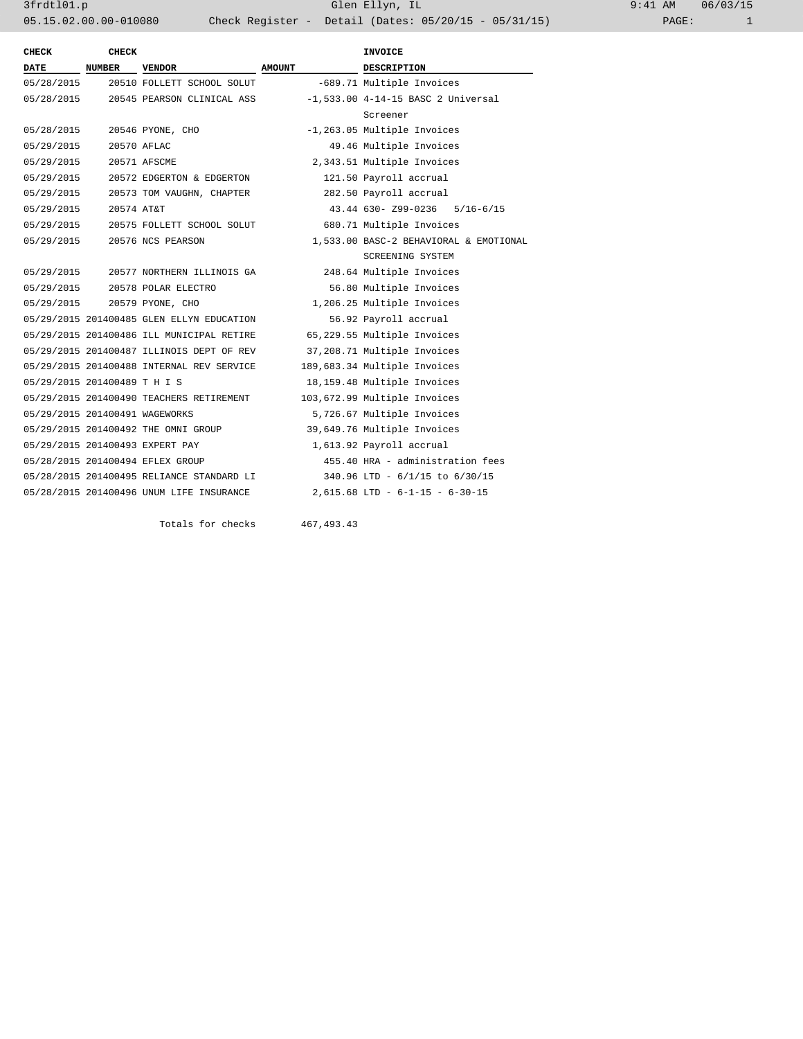| CHECK DATE | CHECK NUMBER | VENDOR | AMOUNT | INVOICE DESCRIPTION |
|---|---|---|---|---|
| 05/28/2015 | 20510 | FOLLETT SCHOOL SOLUT | -689.71 | Multiple Invoices |
| 05/28/2015 | 20545 | PEARSON CLINICAL ASS | -1,533.00 | 4-14-15 BASC 2 Universal Screener |
| 05/28/2015 | 20546 | PYONE, CHO | -1,263.05 | Multiple Invoices |
| 05/29/2015 | 20570 | AFLAC | 49.46 | Multiple Invoices |
| 05/29/2015 | 20571 | AFSCME | 2,343.51 | Multiple Invoices |
| 05/29/2015 | 20572 | EDGERTON & EDGERTON | 121.50 | Payroll accrual |
| 05/29/2015 | 20573 | TOM VAUGHN, CHAPTER | 282.50 | Payroll accrual |
| 05/29/2015 | 20574 | AT&T | 43.44 | 630- Z99-0236 5/16-6/15 |
| 05/29/2015 | 20575 | FOLLETT SCHOOL SOLUT | 680.71 | Multiple Invoices |
| 05/29/2015 | 20576 | NCS PEARSON | 1,533.00 | BASC-2 BEHAVIORAL & EMOTIONAL SCREENING SYSTEM |
| 05/29/2015 | 20577 | NORTHERN ILLINOIS GA | 248.64 | Multiple Invoices |
| 05/29/2015 | 20578 | POLAR ELECTRO | 56.80 | Multiple Invoices |
| 05/29/2015 | 20579 | PYONE, CHO | 1,206.25 | Multiple Invoices |
| 05/29/2015 | 201400485 | GLEN ELLYN EDUCATION | 56.92 | Payroll accrual |
| 05/29/2015 | 201400486 | ILL MUNICIPAL RETIRE | 65,229.55 | Multiple Invoices |
| 05/29/2015 | 201400487 | ILLINOIS DEPT OF REV | 37,208.71 | Multiple Invoices |
| 05/29/2015 | 201400488 | INTERNAL REV SERVICE | 189,683.34 | Multiple Invoices |
| 05/29/2015 | 201400489 | T H I S | 18,159.48 | Multiple Invoices |
| 05/29/2015 | 201400490 | TEACHERS RETIREMENT | 103,672.99 | Multiple Invoices |
| 05/29/2015 | 201400491 | WAGEWORKS | 5,726.67 | Multiple Invoices |
| 05/29/2015 | 201400492 | THE OMNI GROUP | 39,649.76 | Multiple Invoices |
| 05/29/2015 | 201400493 | EXPERT PAY | 1,613.92 | Payroll accrual |
| 05/28/2015 | 201400494 | EFLEX GROUP | 455.40 | HRA - administration fees |
| 05/28/2015 | 201400495 | RELIANCE STANDARD LI | 340.96 | LTD - 6/1/15 to 6/30/15 |
| 05/28/2015 | 201400496 | UNUM LIFE INSURANCE | 2,615.68 | LTD - 6-1-15 - 6-30-15 |
| | | Totals for checks | 467,493.43 | |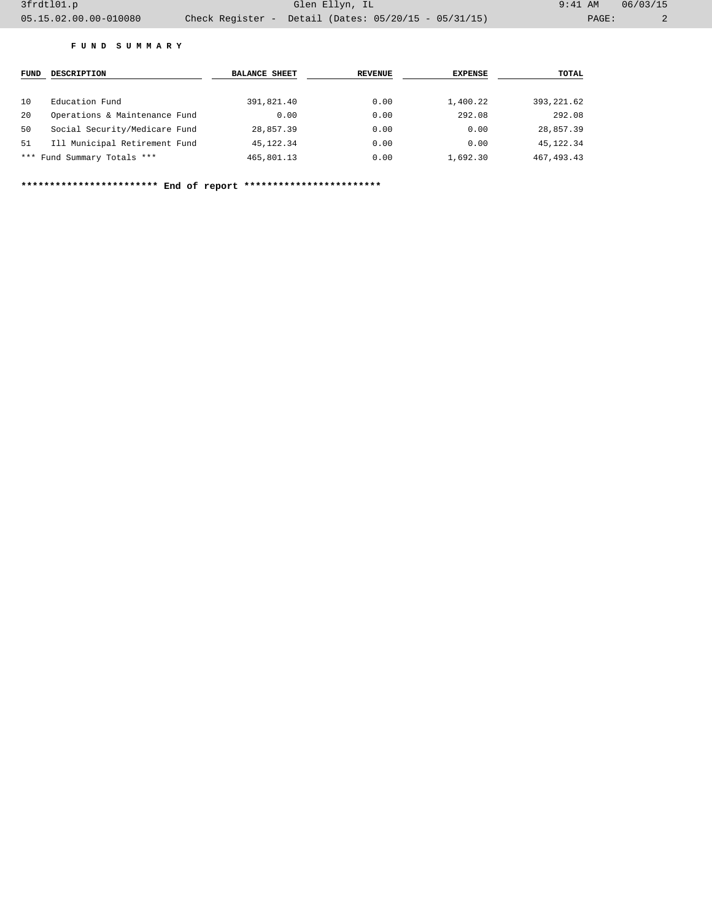**F U N D   S U M M A R Y**

| FUND | DESCRIPTION | BALANCE SHEET | REVENUE | EXPENSE | TOTAL |
|---|---|---|---|---|---|
| 10 | Education Fund | 391,821.40 | 0.00 | 1,400.22 | 393,221.62 |
| 20 | Operations & Maintenance Fund | 0.00 | 0.00 | 292.08 | 292.08 |
| 50 | Social Security/Medicare Fund | 28,857.39 | 0.00 | 0.00 | 28,857.39 |
| 51 | Ill Municipal Retirement Fund | 45,122.34 | 0.00 | 0.00 | 45,122.34 |
| *** Fund Summary Totals *** | | 465,801.13 | 0.00 | 1,692.30 | 467,493.43 |

**************************** End of report ****************************